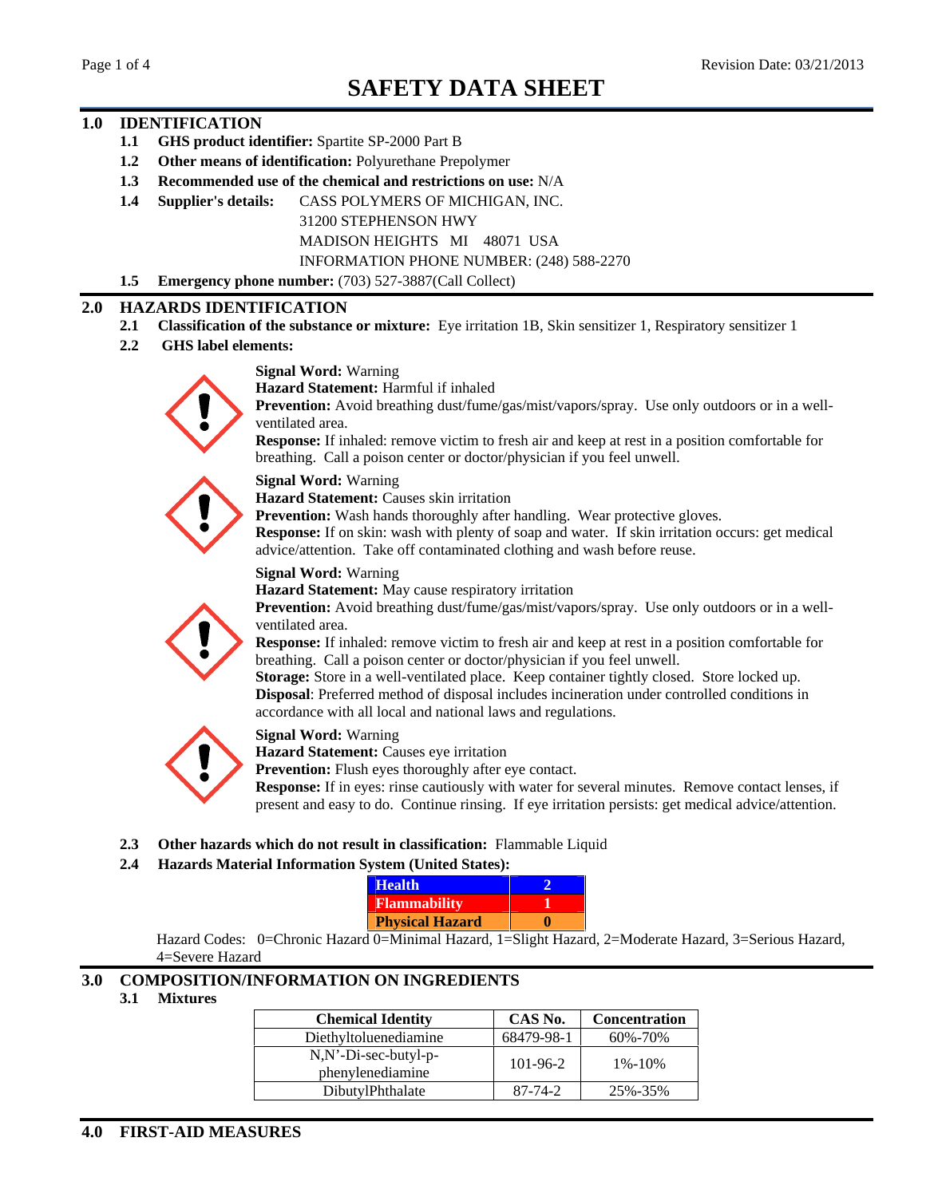Revision Date: 03/21/2013

# SAFETY DATA SHEET

## 1.0 IDENTIFICATION

**1.1 GHS product identifier:** Spartite SP-2000 Part B

**1.2 Other means of identification:** Polyurethane Prepolymer

**1.3 Recommended use of the chemical and restrictions on use:** N/A

**1.4 Supplier's details:** CASS POLYMERS OF MICHIGAN, INC.
31200 STEPHENSON HWY
MADISON HEIGHTS MI 48071 USA
INFORMATION PHONE NUMBER: (248) 588-2270

**1.5 Emergency phone number:** (703) 527-3887(Call Collect)

## 2.0 HAZARDS IDENTIFICATION

**2.1 Classification of the substance or mixture:** Eye irritation 1B, Skin sensitizer 1, Respiratory sensitizer 1

**2.2 GHS label elements:**

**Signal Word:** Warning
**Hazard Statement:** Harmful if inhaled
**Prevention:** Avoid breathing dust/fume/gas/mist/vapors/spray. Use only outdoors or in a well-ventilated area.
**Response:** If inhaled: remove victim to fresh air and keep at rest in a position comfortable for breathing. Call a poison center or doctor/physician if you feel unwell.

**Signal Word:** Warning
**Hazard Statement:** Causes skin irritation
**Prevention:** Wash hands thoroughly after handling. Wear protective gloves.
**Response:** If on skin: wash with plenty of soap and water. If skin irritation occurs: get medical advice/attention. Take off contaminated clothing and wash before reuse.

**Signal Word:** Warning
**Hazard Statement:** May cause respiratory irritation
**Prevention:** Avoid breathing dust/fume/gas/mist/vapors/spray. Use only outdoors or in a well-ventilated area.
**Response:** If inhaled: remove victim to fresh air and keep at rest in a position comfortable for breathing. Call a poison center or doctor/physician if you feel unwell.
**Storage:** Store in a well-ventilated place. Keep container tightly closed. Store locked up.
**Disposal**: Preferred method of disposal includes incineration under controlled conditions in accordance with all local and national laws and regulations.

**Signal Word:** Warning
**Hazard Statement:** Causes eye irritation
**Prevention:** Flush eyes thoroughly after eye contact.
**Response:** If in eyes: rinse cautiously with water for several minutes. Remove contact lenses, if present and easy to do. Continue rinsing. If eye irritation persists: get medical advice/attention.

**2.3 Other hazards which do not result in classification:** Flammable Liquid

**2.4 Hazards Material Information System (United States):**

| Health | 2 |
|---|---|
| Flammability | 1 |
| Physical Hazard | 0 |

Hazard Codes: 0=Chronic Hazard 0=Minimal Hazard, 1=Slight Hazard, 2=Moderate Hazard, 3=Serious Hazard, 4=Severe Hazard

## 3.0 COMPOSITION/INFORMATION ON INGREDIENTS

**3.1 Mixtures**

| Chemical Identity | CAS No. | Concentration |
|---|---|---|
| Diethyltoluenediamine | 68479-98-1 | 60%-70% |
| N,N'-Di-sec-butyl-p-phenylenediamine | 101-96-2 | 1%-10% |
| DibutylPhthalate | 87-74-2 | 25%-35% |

## 4.0 FIRST-AID MEASURES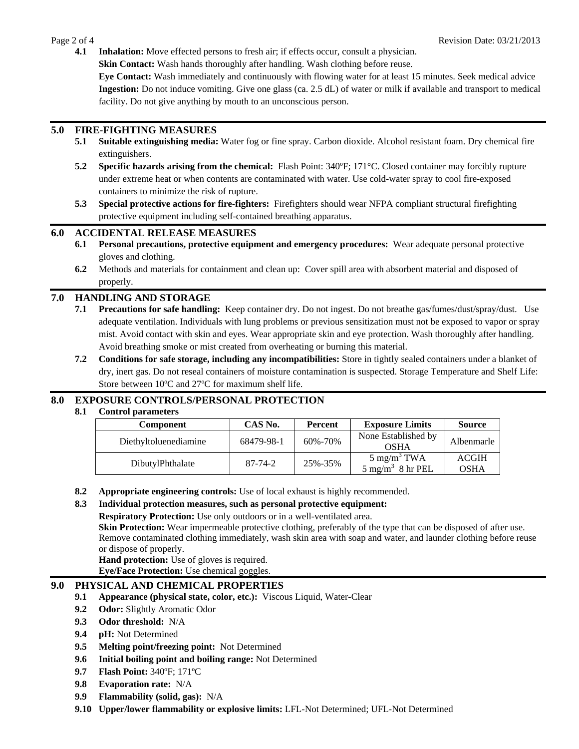**4.1** **Inhalation:** Move effected persons to fresh air; if effects occur, consult a physician.
**Skin Contact:** Wash hands thoroughly after handling. Wash clothing before reuse.
**Eye Contact:** Wash immediately and continuously with flowing water for at least 15 minutes. Seek medical advice
**Ingestion:** Do not induce vomiting. Give one glass (ca. 2.5 dL) of water or milk if available and transport to medical facility. Do not give anything by mouth to an unconscious person.

## 5.0 FIRE-FIGHTING MEASURES

**5.1** **Suitable extinguishing media:** Water fog or fine spray. Carbon dioxide. Alcohol resistant foam. Dry chemical fire extinguishers.

**5.2** **Specific hazards arising from the chemical:** Flash Point: 340ºF; 171°C. Closed container may forcibly rupture under extreme heat or when contents are contaminated with water. Use cold-water spray to cool fire-exposed containers to minimize the risk of rupture.

**5.3** **Special protective actions for fire-fighters:** Firefighters should wear NFPA compliant structural firefighting protective equipment including self-contained breathing apparatus.

## 6.0 ACCIDENTAL RELEASE MEASURES

**6.1** **Personal precautions, protective equipment and emergency procedures:** Wear adequate personal protective gloves and clothing.

**6.2** Methods and materials for containment and clean up: Cover spill area with absorbent material and disposed of properly.

## 7.0 HANDLING AND STORAGE

**7.1** **Precautions for safe handling:** Keep container dry. Do not ingest. Do not breathe gas/fumes/dust/spray/dust. Use adequate ventilation. Individuals with lung problems or previous sensitization must not be exposed to vapor or spray mist. Avoid contact with skin and eyes. Wear appropriate skin and eye protection. Wash thoroughly after handling. Avoid breathing smoke or mist created from overheating or burning this material.

**7.2** **Conditions for safe storage, including any incompatibilities:** Store in tightly sealed containers under a blanket of dry, inert gas. Do not reseal containers of moisture contamination is suspected. Storage Temperature and Shelf Life: Store between 10ºC and 27ºC for maximum shelf life.

## 8.0 EXPOSURE CONTROLS/PERSONAL PROTECTION

**8.1** **Control parameters**

| Component | CAS No. | Percent | Exposure Limits | Source |
|---|---|---|---|---|
| Diethyltoluenediamine | 68479-98-1 | 60%-70% | None Established by OSHA | Albenmarle |
| DibutylPhthalate | 87-74-2 | 25%-35% | 5 $mg/m^3$ TWA<br>5 $mg/m^3$ 8 hr PEL | ACGIH<br>OSHA |

**8.2** **Appropriate engineering controls:** Use of local exhaust is highly recommended.

**8.3** **Individual protection measures, such as personal protective equipment:**
**Respiratory Protection:** Use only outdoors or in a well-ventilated area.
**Skin Protection:** Wear impermeable protective clothing, preferably of the type that can be disposed of after use. Remove contaminated clothing immediately, wash skin area with soap and water, and launder clothing before reuse or dispose of properly.
**Hand protection:** Use of gloves is required.
**Eye/Face Protection:** Use chemical goggles.

## 9.0 PHYSICAL AND CHEMICAL PROPERTIES

**9.1** **Appearance (physical state, color, etc.):** Viscous Liquid, Water-Clear
**9.2** **Odor:** Slightly Aromatic Odor
**9.3** **Odor threshold:** N/A
**9.4** **pH:** Not Determined
**9.5** **Melting point/freezing point:** Not Determined
**9.6** **Initial boiling point and boiling range:** Not Determined
**9.7** **Flash Point:** 340ºF; 171ºC
**9.8** **Evaporation rate:** N/A
**9.9** **Flammability (solid, gas):** N/A
**9.10** **Upper/lower flammability or explosive limits:** LFL-Not Determined; UFL-Not Determined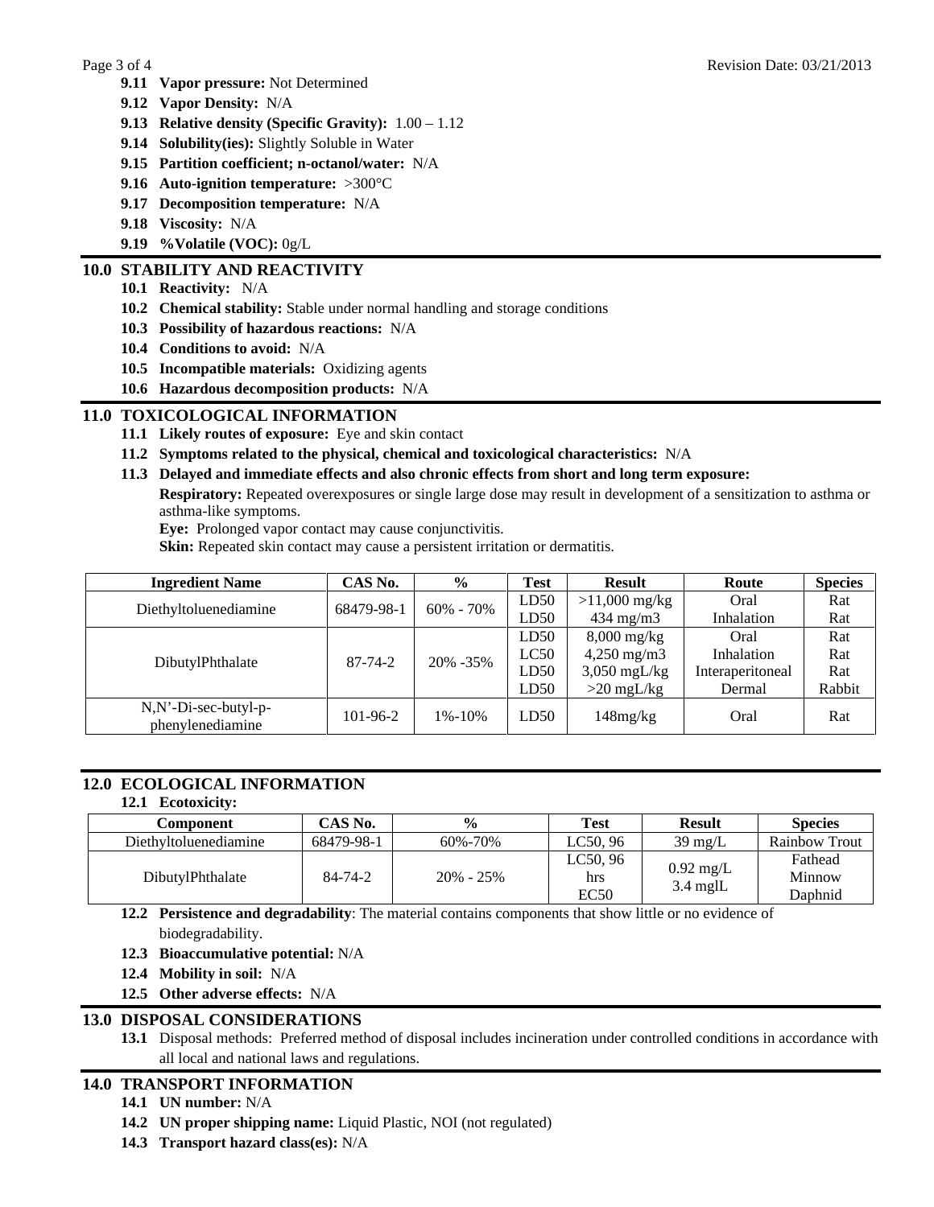**9.11 Vapor pressure:** Not Determined

**9.12 Vapor Density:** N/A

**9.13 Relative density (Specific Gravity):** 1.00 – 1.12

**9.14 Solubility(ies):** Slightly Soluble in Water

**9.15 Partition coefficient; n-octanol/water:** N/A

**9.16 Auto-ignition temperature:** >300°C

**9.17 Decomposition temperature:** N/A

**9.18 Viscosity:** N/A

**9.19 %Volatile (VOC):** 0g/L

## 10.0 STABILITY AND REACTIVITY

**10.1 Reactivity:** N/A

**10.2 Chemical stability:** Stable under normal handling and storage conditions

**10.3 Possibility of hazardous reactions:** N/A

**10.4 Conditions to avoid:** N/A

**10.5 Incompatible materials:** Oxidizing agents

**10.6 Hazardous decomposition products:** N/A

## 11.0 TOXICOLOGICAL INFORMATION

**11.1 Likely routes of exposure:** Eye and skin contact

**11.2 Symptoms related to the physical, chemical and toxicological characteristics:** N/A

**11.3 Delayed and immediate effects and also chronic effects from short and long term exposure:**

**Respiratory:** Repeated overexposures or single large dose may result in development of a sensitization to asthma or asthma-like symptoms.

**Eye:** Prolonged vapor contact may cause conjunctivitis.

**Skin:** Repeated skin contact may cause a persistent irritation or dermatitis.

| Ingredient Name | CAS No. | % | Test | Result | Route | Species |
|---|---|---|---|---|---|---|
| Diethyltoluenediamine | 68479-98-1 | 60% - 70% | LD50<br>LD50 | >11,000 mg/kg<br>434 mg/m3 | Oral<br>Inhalation | Rat<br>Rat |
| DibutylPhthalate | 87-74-2 | 20% -35% | LD50<br>LC50<br>LD50<br>LD50 | 8,000 mg/kg<br>4,250 mg/m3<br>3,050 mgL/kg<br>>20 mgL/kg | Oral<br>Inhalation<br>Interaperitoneal<br>Dermal | Rat<br>Rat<br>Rat<br>Rabbit |
| N,N'-Di-sec-butyl-p-phenylenediamine | 101-96-2 | 1%-10% | LD50 | 148mg/kg | Oral | Rat |

## 12.0 ECOLOGICAL INFORMATION

**12.1 Ecotoxicity:**

| Component | CAS No. | % | Test | Result | Species |
|---|---|---|---|---|---|
| Diethyltoluenediamine | 68479-98-1 | 60%-70% | LC50, 96 | 39 mg/L | Rainbow Trout |
| DibutylPhthalate | 84-74-2 | 20% - 25% | LC50, 96 hrs<br>EC50 | 0.92 mg/L<br>3.4 mglL | Fathead Minnow<br>Daphnid |

**12.2 Persistence and degradability**: The material contains components that show little or no evidence of biodegradability.

**12.3 Bioaccumulative potential:** N/A

**12.4 Mobility in soil:** N/A

**12.5 Other adverse effects:** N/A

## 13.0 DISPOSAL CONSIDERATIONS

**13.1** Disposal methods: Preferred method of disposal includes incineration under controlled conditions in accordance with all local and national laws and regulations.

## 14.0 TRANSPORT INFORMATION

**14.1 UN number:** N/A

**14.2 UN proper shipping name:** Liquid Plastic, NOI (not regulated)

**14.3 Transport hazard class(es):** N/A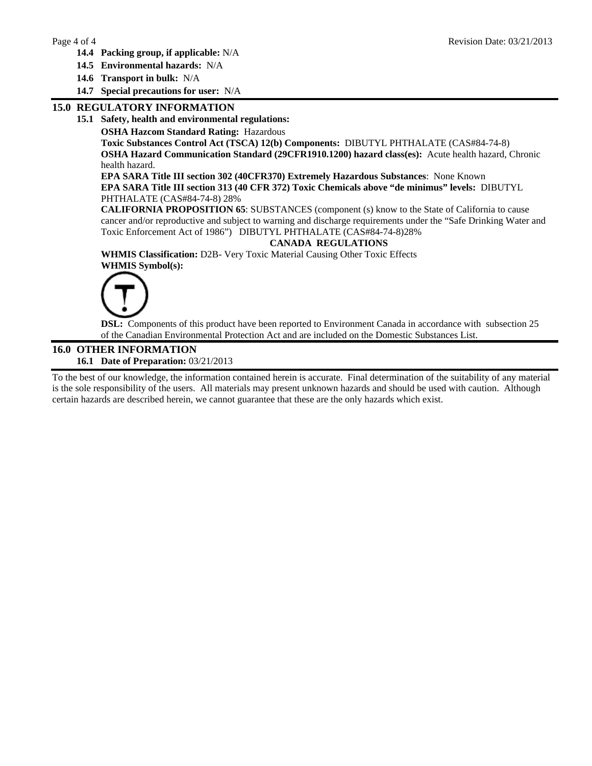**14.4 Packing group, if applicable:** N/A

**14.5 Environmental hazards:** N/A

**14.6 Transport in bulk:** N/A

**14.7 Special precautions for user:** N/A

## 15.0 REGULATORY INFORMATION

**15.1 Safety, health and environmental regulations:**

**OSHA Hazcom Standard Rating:** Hazardous

**Toxic Substances Control Act (TSCA) 12(b) Components:** DIBUTYL PHTHALATE (CAS#84-74-8)

**OSHA Hazard Communication Standard (29CFR1910.1200) hazard class(es):** Acute health hazard, Chronic health hazard.

**EPA SARA Title III section 302 (40CFR370) Extremely Hazardous Substances**: None Known

**EPA SARA Title III section 313 (40 CFR 372) Toxic Chemicals above "de minimus" levels:** DIBUTYL PHTHALATE (CAS#84-74-8) 28%

**CALIFORNIA PROPOSITION 65**: SUBSTANCES (component (s) know to the State of California to cause cancer and/or reproductive and subject to warning and discharge requirements under the "Safe Drinking Water and Toxic Enforcement Act of 1986") DIBUTYL PHTHALATE (CAS#84-74-8)28%

**CANADA REGULATIONS**

**WHMIS Classification:** D2B- Very Toxic Material Causing Other Toxic Effects

**WHMIS Symbol(s):**

**DSL:** Components of this product have been reported to Environment Canada in accordance with subsection 25 of the Canadian Environmental Protection Act and are included on the Domestic Substances List.

## 16.0 OTHER INFORMATION

**16.1 Date of Preparation:** 03/21/2013

To the best of our knowledge, the information contained herein is accurate. Final determination of the suitability of any material is the sole responsibility of the users. All materials may present unknown hazards and should be used with caution. Although certain hazards are described herein, we cannot guarantee that these are the only hazards which exist.